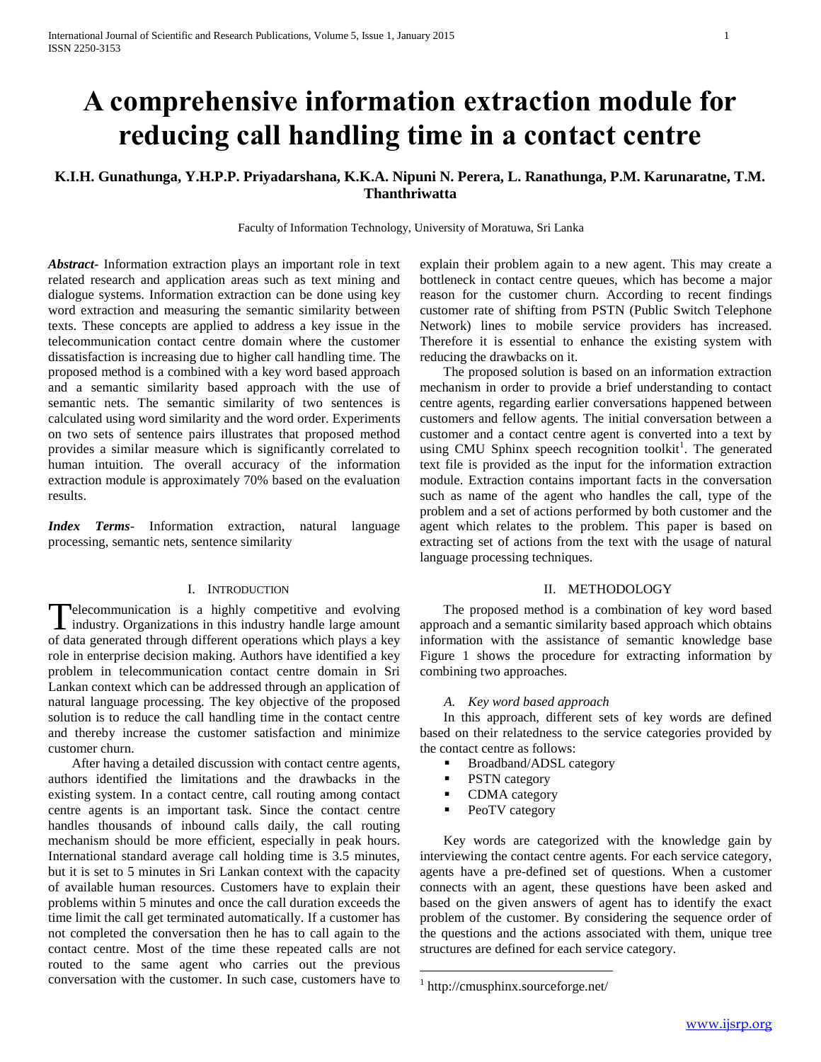# A comprehensive information extraction module for reducing call handling time in a contact centre

**K.I.H. Gunathunga, Y.H.P.P. Priyadarshana, K.K.A. Nipuni N. Perera, L. Ranathunga, P.M. Karunaratne, T.M. Thanthriwatta**

Faculty of Information Technology, University of Moratuwa, Sri Lanka

***Abstract-*** Information extraction plays an important role in text related research and application areas such as text mining and dialogue systems. Information extraction can be done using key word extraction and measuring the semantic similarity between texts. These concepts are applied to address a key issue in the telecommunication contact centre domain where the customer dissatisfaction is increasing due to higher call handling time. The proposed method is a combined with a key word based approach and a semantic similarity based approach with the use of semantic nets. The semantic similarity of two sentences is calculated using word similarity and the word order. Experiments on two sets of sentence pairs illustrates that proposed method provides a similar measure which is significantly correlated to human intuition. The overall accuracy of the information extraction module is approximately 70% based on the evaluation results.

***Index Terms-*** Information extraction, natural language processing, semantic nets, sentence similarity

## I. INTRODUCTION

Telecommunication is a highly competitive and evolving industry. Organizations in this industry handle large amount of data generated through different operations which plays a key role in enterprise decision making. Authors have identified a key problem in telecommunication contact centre domain in Sri Lankan context which can be addressed through an application of natural language processing. The key objective of the proposed solution is to reduce the call handling time in the contact centre and thereby increase the customer satisfaction and minimize customer churn.

After having a detailed discussion with contact centre agents, authors identified the limitations and the drawbacks in the existing system. In a contact centre, call routing among contact centre agents is an important task. Since the contact centre handles thousands of inbound calls daily, the call routing mechanism should be more efficient, especially in peak hours. International standard average call holding time is 3.5 minutes, but it is set to 5 minutes in Sri Lankan context with the capacity of available human resources. Customers have to explain their problems within 5 minutes and once the call duration exceeds the time limit the call get terminated automatically. If a customer has not completed the conversation then he has to call again to the contact centre. Most of the time these repeated calls are not routed to the same agent who carries out the previous conversation with the customer. In such case, customers have to explain their problem again to a new agent. This may create a bottleneck in contact centre queues, which has become a major reason for the customer churn. According to recent findings customer rate of shifting from PSTN (Public Switch Telephone Network) lines to mobile service providers has increased. Therefore it is essential to enhance the existing system with reducing the drawbacks on it.

The proposed solution is based on an information extraction mechanism in order to provide a brief understanding to contact centre agents, regarding earlier conversations happened between customers and fellow agents. The initial conversation between a customer and a contact centre agent is converted into a text by using CMU Sphinx speech recognition toolkit[1]. The generated text file is provided as the input for the information extraction module. Extraction contains important facts in the conversation such as name of the agent who handles the call, type of the problem and a set of actions performed by both customer and the agent which relates to the problem. This paper is based on extracting set of actions from the text with the usage of natural language processing techniques.

## II. METHODOLOGY

The proposed method is a combination of key word based approach and a semantic similarity based approach which obtains information with the assistance of semantic knowledge base Figure 1 shows the procedure for extracting information by combining two approaches.

### *A. Key word based approach*

In this approach, different sets of key words are defined based on their relatedness to the service categories provided by the contact centre as follows:

- Broadband/ADSL category
- PSTN category
- CDMA category
- PeoTV category

Key words are categorized with the knowledge gain by interviewing the contact centre agents. For each service category, agents have a pre-defined set of questions. When a customer connects with an agent, these questions have been asked and based on the given answers of agent has to identify the exact problem of the customer. By considering the sequence order of the questions and the actions associated with them, unique tree structures are defined for each service category.

---

[1] http://cmusphinx.sourceforge.net/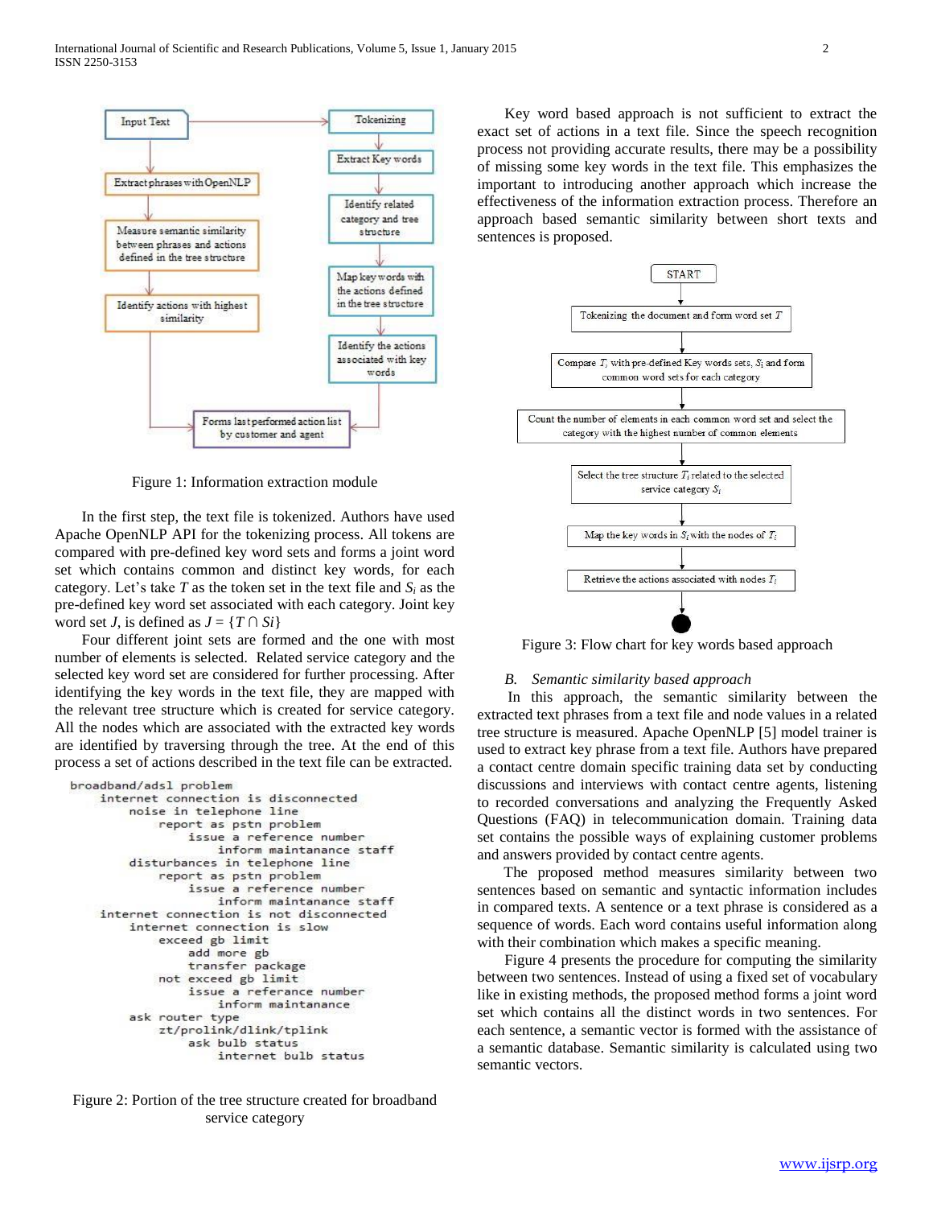Figure 1: Information extraction module

In the first step, the text file is tokenized. Authors have used Apache OpenNLP API for the tokenizing process. All tokens are compared with pre-defined key word sets and forms a joint word set which contains common and distinct key words, for each category. Let's take $T$ as the token set in the text file and $S_i$ as the pre-defined key word set associated with each category. Joint key word set $J$, is defined as $J = \{T \cap Si\}$

Four different joint sets are formed and the one with most number of elements is selected. Related service category and the selected key word set are considered for further processing. After identifying the key words in the text file, they are mapped with the relevant tree structure which is created for service category. All the nodes which are associated with the extracted key words are identified by traversing through the tree. At the end of this process a set of actions described in the text file can be extracted.

```
broadband/adsl problem
    internet connection is disconnected
        noise in telephone line
            report as pstn problem
                issue a reference number
                    inform maintanance staff
        disturbances in telephone line
            report as pstn problem
                issue a reference number
                    inform maintanance staff
    internet connection is not disconnected
        internet connection is slow
            exceed gb limit
                add more gb
                transfer package
            not exceed gb limit
                issue a referance number
                    inform maintanance
        ask router type
            zt/prolink/dlink/tplink
                ask bulb status
                    internet bulb status
```

Figure 2: Portion of the tree structure created for broadband service category

Key word based approach is not sufficient to extract the exact set of actions in a text file. Since the speech recognition process not providing accurate results, there may be a possibility of missing some key words in the text file. This emphasizes the important to introducing another approach which increase the effectiveness of the information extraction process. Therefore an approach based semantic similarity between short texts and sentences is proposed.

Figure 3: Flow chart for key words based approach

### *B. Semantic similarity based approach*

In this approach, the semantic similarity between the extracted text phrases from a text file and node values in a related tree structure is measured. Apache OpenNLP [5] model trainer is used to extract key phrase from a text file. Authors have prepared a contact centre domain specific training data set by conducting discussions and interviews with contact centre agents, listening to recorded conversations and analyzing the Frequently Asked Questions (FAQ) in telecommunication domain. Training data set contains the possible ways of explaining customer problems and answers provided by contact centre agents.

The proposed method measures similarity between two sentences based on semantic and syntactic information includes in compared texts. A sentence or a text phrase is considered as a sequence of words. Each word contains useful information along with their combination which makes a specific meaning.

Figure 4 presents the procedure for computing the similarity between two sentences. Instead of using a fixed set of vocabulary like in existing methods, the proposed method forms a joint word set which contains all the distinct words in two sentences. For each sentence, a semantic vector is formed with the assistance of a semantic database. Semantic similarity is calculated using two semantic vectors.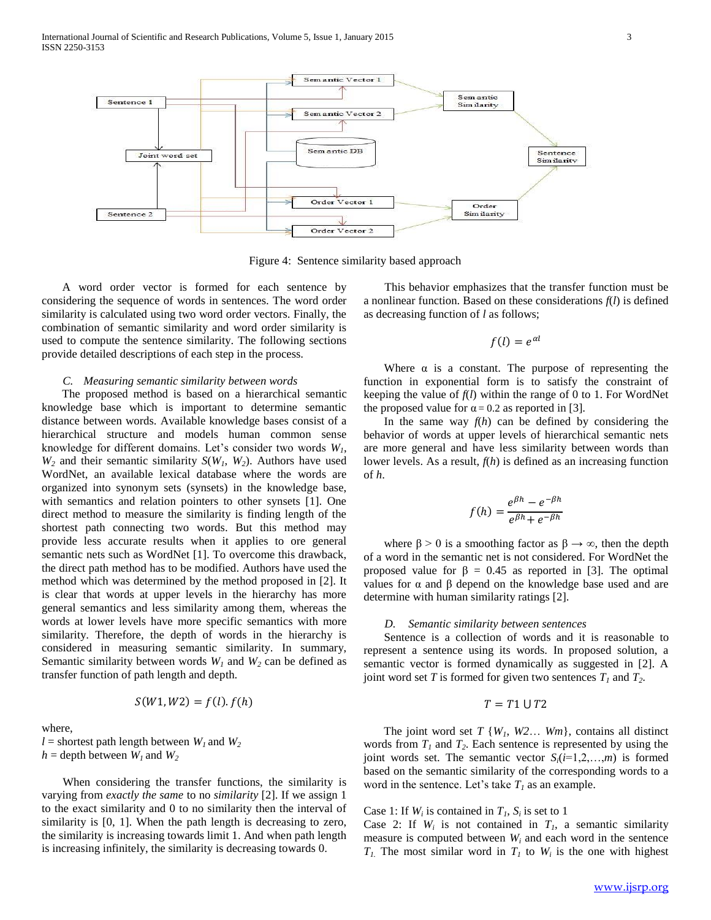Figure 4: Sentence similarity based approach

A word order vector is formed for each sentence by considering the sequence of words in sentences. The word order similarity is calculated using two word order vectors. Finally, the combination of semantic similarity and word order similarity is used to compute the sentence similarity. The following sections provide detailed descriptions of each step in the process.

### *C. Measuring semantic similarity between words*

The proposed method is based on a hierarchical semantic knowledge base which is important to determine semantic distance between words. Available knowledge bases consist of a hierarchical structure and models human common sense knowledge for different domains. Let's consider two words $W_1$, $W_2$ and their semantic similarity $S(W_1, W_2)$. Authors have used WordNet, an available lexical database where the words are organized into synonym sets (synsets) in the knowledge base, with semantics and relation pointers to other synsets [1]. One direct method to measure the similarity is finding length of the shortest path connecting two words. But this method may provide less accurate results when it applies to ore general semantic nets such as WordNet [1]. To overcome this drawback, the direct path method has to be modified. Authors have used the method which was determined by the method proposed in [2]. It is clear that words at upper levels in the hierarchy has more general semantics and less similarity among them, whereas the words at lower levels have more specific semantics with more similarity. Therefore, the depth of words in the hierarchy is considered in measuring semantic similarity. In summary, Semantic similarity between words $W_1$ and $W_2$ can be defined as transfer function of path length and depth.

$$S(W1, W2) = f(l).f(h)$$

where,
$l$ = shortest path length between $W_1$ and $W_2$
$h$ = depth between $W_1$ and $W_2$

When considering the transfer functions, the similarity is varying from *exactly the same* to no *similarity* [2]. If we assign 1 to the exact similarity and 0 to no similarity then the interval of similarity is [0, 1]. When the path length is decreasing to zero, the similarity is increasing towards limit 1. And when path length is increasing infinitely, the similarity is decreasing towards 0.

This behavior emphasizes that the transfer function must be a nonlinear function. Based on these considerations $f(l)$ is defined as decreasing function of $l$ as follows;

$$f(l) = e^{\alpha l}$$

Where α is a constant. The purpose of representing the function in exponential form is to satisfy the constraint of keeping the value of $f(l)$ within the range of 0 to 1. For WordNet the proposed value for $\alpha = 0.2$ as reported in [3].

In the same way $f(h)$ can be defined by considering the behavior of words at upper levels of hierarchical semantic nets are more general and have less similarity between words than lower levels. As a result, $f(h)$ is defined as an increasing function of $h$.

$$f(h) = \frac{e^{\beta h} - e^{-\beta h}}{e^{\beta h} + e^{-\beta h}}$$

where $\beta > 0$ is a smoothing factor as $\beta \rightarrow \infty$, then the depth of a word in the semantic net is not considered. For WordNet the proposed value for $\beta = 0.45$ as reported in [3]. The optimal values for α and β depend on the knowledge base used and are determine with human similarity ratings [2].

### *D. Semantic similarity between sentences*

Sentence is a collection of words and it is reasonable to represent a sentence using its words. In proposed solution, a semantic vector is formed dynamically as suggested in [2]. A joint word set $T$ is formed for given two sentences $T_1$ and $T_2$.

$$T = T1 \cup T2$$

The joint word set $T$ {$W_1$, $W2 \ldots Wm$}, contains all distinct words from $T_1$ and $T_2$. Each sentence is represented by using the joint words set. The semantic vector $S_i(i=1,2,\ldots,m)$ is formed based on the semantic similarity of the corresponding words to a word in the sentence. Let's take $T_1$ as an example.

Case 1: If $W_i$ is contained in $T_1$, $S_i$ is set to 1
Case 2: If $W_i$ is not contained in $T_1$, a semantic similarity measure is computed between $W_i$ and each word in the sentence $T_1$. The most similar word in $T_1$ to $W_i$ is the one with highest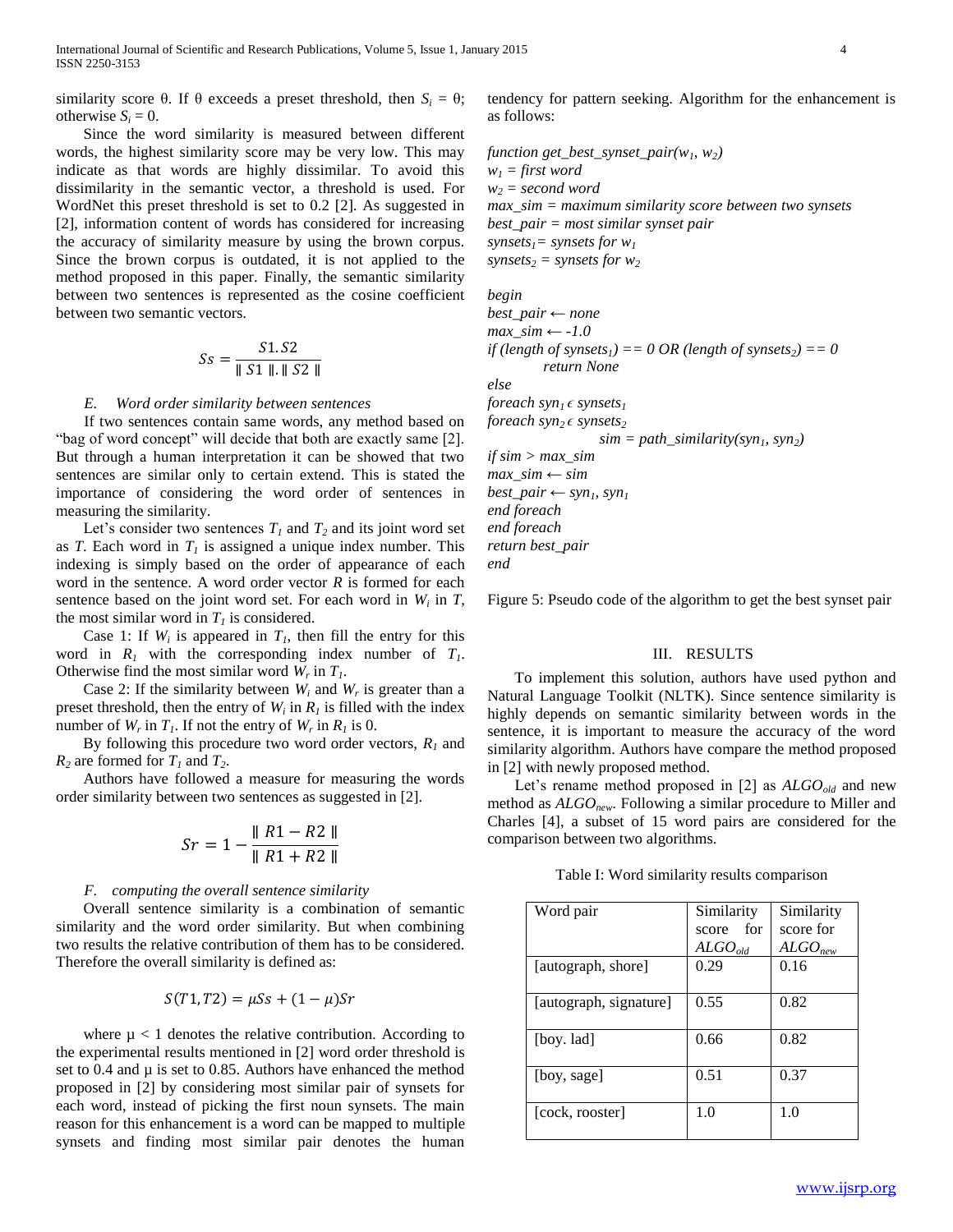similarity score θ. If θ exceeds a preset threshold, then $S_i = θ$; otherwise $S_i = 0$.

Since the word similarity is measured between different words, the highest similarity score may be very low. This may indicate as that words are highly dissimilar. To avoid this dissimilarity in the semantic vector, a threshold is used. For WordNet this preset threshold is set to 0.2 [2]. As suggested in [2], information content of words has considered for increasing the accuracy of similarity measure by using the brown corpus. Since the brown corpus is outdated, it is not applied to the method proposed in this paper. Finally, the semantic similarity between two sentences is represented as the cosine coefficient between two semantic vectors.

$$Ss = \frac{S1.S2}{\| S1 \|.\| S2 \|}$$

### *E. Word order similarity between sentences*

If two sentences contain same words, any method based on "bag of word concept" will decide that both are exactly same [2]. But through a human interpretation it can be showed that two sentences are similar only to certain extend. This is stated the importance of considering the word order of sentences in measuring the similarity.

Let's consider two sentences $T_1$ and $T_2$ and its joint word set as $T$. Each word in $T_1$ is assigned a unique index number. This indexing is simply based on the order of appearance of each word in the sentence. A word order vector $R$ is formed for each sentence based on the joint word set. For each word in $W_i$ in $T$, the most similar word in $T_1$ is considered.

Case 1: If $W_i$ is appeared in $T_1$, then fill the entry for this word in $R_1$ with the corresponding index number of $T_1$. Otherwise find the most similar word $W_r$ in $T_1$.

Case 2: If the similarity between $W_i$ and $W_r$ is greater than a preset threshold, then the entry of $W_i$ in $R_1$ is filled with the index number of $W_r$ in $T_1$. If not the entry of $W_r$ in $R_1$ is 0.

By following this procedure two word order vectors, $R_1$ and $R_2$ are formed for $T_1$ and $T_2$.

Authors have followed a measure for measuring the words order similarity between two sentences as suggested in [2].

$$Sr = 1 - \frac{\| R1 - R2 \|}{\| R1 + R2 \|}$$

### *F. computing the overall sentence similarity*

Overall sentence similarity is a combination of semantic similarity and the word order similarity. But when combining two results the relative contribution of them has to be considered. Therefore the overall similarity is defined as:

$$S(T1, T2) = \mu Ss + (1 - \mu)Sr$$

where $\mu < 1$ denotes the relative contribution. According to the experimental results mentioned in [2] word order threshold is set to 0.4 and μ is set to 0.85. Authors have enhanced the method proposed in [2] by considering most similar pair of synsets for each word, instead of picking the first noun synsets. The main reason for this enhancement is a word can be mapped to multiple synsets and finding most similar pair denotes the human tendency for pattern seeking. Algorithm for the enhancement is as follows:

```
function get_best_synset_pair(w1, w2)
w1 = first word
w2 = second word
max_sim = maximum similarity score between two synsets
best_pair = most similar synset pair
synsets1 = synsets for w1
synsets2 = synsets for w2

begin
best_pair ← none
max_sim ← -1.0
if (length of synsets1) == 0 OR (length of synsets2) == 0
        return None
else
foreach syn1 ϵ synsets1
foreach syn2 ϵ synsets2
                sim = path_similarity(syn1, syn2)
if sim > max_sim
max_sim ← sim
best_pair ← syn1, syn1
end foreach
end foreach
return best_pair
end
```

Figure 5: Pseudo code of the algorithm to get the best synset pair

## III. RESULTS

To implement this solution, authors have used python and Natural Language Toolkit (NLTK). Since sentence similarity is highly depends on semantic similarity between words in the sentence, it is important to measure the accuracy of the word similarity algorithm. Authors have compare the method proposed in [2] with newly proposed method.

Let's rename method proposed in [2] as $ALGO_{old}$ and new method as $ALGO_{new}$. Following a similar procedure to Miller and Charles [4], a subset of 15 word pairs are considered for the comparison between two algorithms.

Table I: Word similarity results comparison

| Word pair | Similarity score for $ALGO_{old}$ | Similarity score for $ALGO_{new}$ |
|---|---|---|
| [autograph, shore] | 0.29 | 0.16 |
| [autograph, signature] | 0.55 | 0.82 |
| [boy. lad] | 0.66 | 0.82 |
| [boy, sage] | 0.51 | 0.37 |
| [cock, rooster] | 1.0 | 1.0 |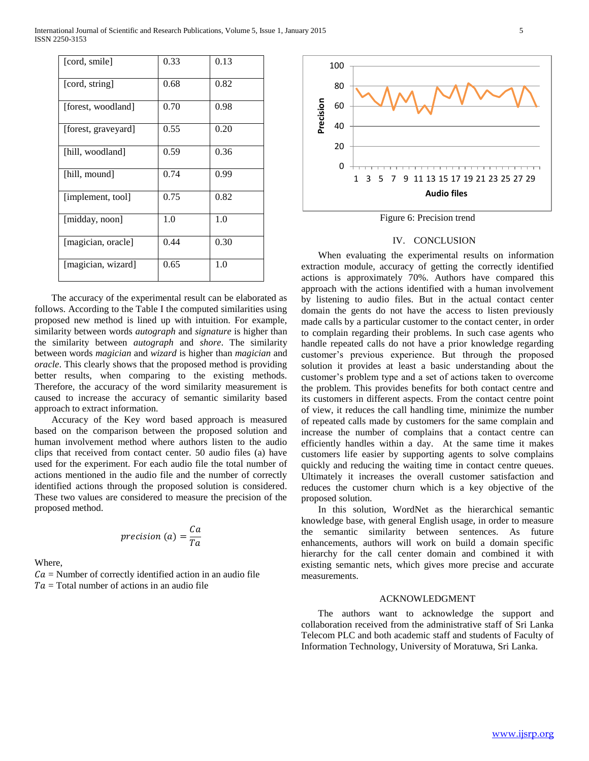| | | |
|---|---|---|
| [cord, smile] | 0.33 | 0.13 |
| [cord, string] | 0.68 | 0.82 |
| [forest, woodland] | 0.70 | 0.98 |
| [forest, graveyard] | 0.55 | 0.20 |
| [hill, woodland] | 0.59 | 0.36 |
| [hill, mound] | 0.74 | 0.99 |
| [implement, tool] | 0.75 | 0.82 |
| [midday, noon] | 1.0 | 1.0 |
| [magician, oracle] | 0.44 | 0.30 |
| [magician, wizard] | 0.65 | 1.0 |

The accuracy of the experimental result can be elaborated as follows. According to the Table I the computed similarities using proposed new method is lined up with intuition. For example, similarity between words *autograph* and *signature* is higher than the similarity between *autograph* and *shore*. The similarity between words *magician* and *wizard* is higher than *magician* and *oracle*. This clearly shows that the proposed method is providing better results, when comparing to the existing methods. Therefore, the accuracy of the word similarity measurement is caused to increase the accuracy of semantic similarity based approach to extract information.

Accuracy of the Key word based approach is measured based on the comparison between the proposed solution and human involvement method where authors listen to the audio clips that received from contact center. 50 audio files (a) have used for the experiment. For each audio file the total number of actions mentioned in the audio file and the number of correctly identified actions through the proposed solution is considered. These two values are considered to measure the precision of the proposed method.

$$precision\ (a) = \frac{Ca}{Ta}$$

Where,

$Ca$ = Number of correctly identified action in an audio file

$Ta$ = Total number of actions in an audio file

Figure 6: Precision trend

## IV. CONCLUSION

When evaluating the experimental results on information extraction module, accuracy of getting the correctly identified actions is approximately 70%. Authors have compared this approach with the actions identified with a human involvement by listening to audio files. But in the actual contact center domain the gents do not have the access to listen previously made calls by a particular customer to the contact center, in order to complain regarding their problems. In such case agents who handle repeated calls do not have a prior knowledge regarding customer's previous experience. But through the proposed solution it provides at least a basic understanding about the customer's problem type and a set of actions taken to overcome the problem. This provides benefits for both contact centre and its customers in different aspects. From the contact centre point of view, it reduces the call handling time, minimize the number of repeated calls made by customers for the same complain and increase the number of complains that a contact centre can efficiently handles within a day. At the same time it makes customers life easier by supporting agents to solve complains quickly and reducing the waiting time in contact centre queues. Ultimately it increases the overall customer satisfaction and reduces the customer churn which is a key objective of the proposed solution.

In this solution, WordNet as the hierarchical semantic knowledge base, with general English usage, in order to measure the semantic similarity between sentences. As future enhancements, authors will work on build a domain specific hierarchy for the call center domain and combined it with existing semantic nets, which gives more precise and accurate measurements.

## ACKNOWLEDGMENT

The authors want to acknowledge the support and collaboration received from the administrative staff of Sri Lanka Telecom PLC and both academic staff and students of Faculty of Information Technology, University of Moratuwa, Sri Lanka.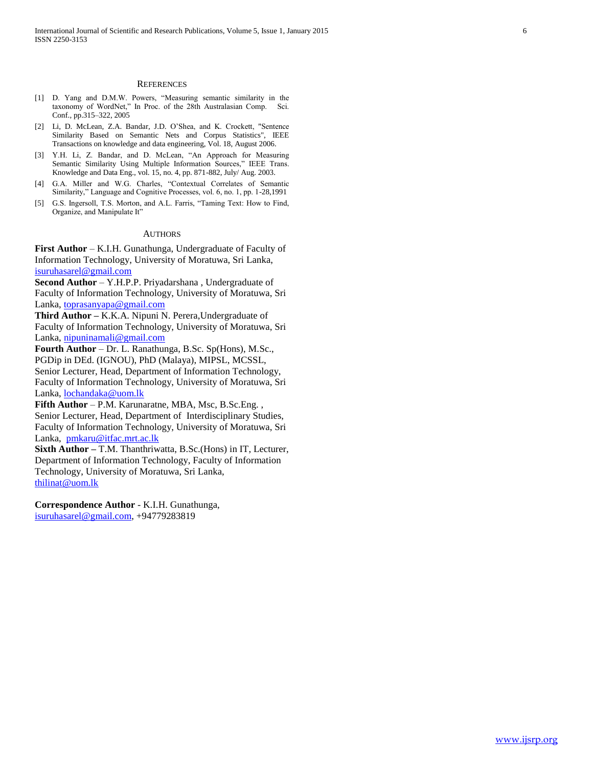## REFERENCES

[1] D. Yang and D.M.W. Powers, "Measuring semantic similarity in the taxonomy of WordNet," In Proc. of the 28th Australasian Comp. Sci. Conf., pp.315–322, 2005

[2] Li, D. McLean, Z.A. Bandar, J.D. O'Shea, and K. Crockett, "Sentence Similarity Based on Semantic Nets and Corpus Statistics", IEEE Transactions on knowledge and data engineering, Vol. 18, August 2006.

[3] Y.H. Li, Z. Bandar, and D. McLean, "An Approach for Measuring Semantic Similarity Using Multiple Information Sources," IEEE Trans. Knowledge and Data Eng., vol. 15, no. 4, pp. 871-882, July/ Aug. 2003.

[4] G.A. Miller and W.G. Charles, "Contextual Correlates of Semantic Similarity," Language and Cognitive Processes, vol. 6, no. 1, pp. 1-28,1991

[5] G.S. Ingersoll, T.S. Morton, and A.L. Farris, "Taming Text: How to Find, Organize, and Manipulate It"

## AUTHORS

**First Author** – K.I.H. Gunathunga, Undergraduate of Faculty of Information Technology, University of Moratuwa, Sri Lanka, isuruhasarel@gmail.com

**Second Author** – Y.H.P.P. Priyadarshana , Undergraduate of Faculty of Information Technology, University of Moratuwa, Sri Lanka, toprasanyapa@gmail.com

**Third Author –** K.K.A. Nipuni N. Perera,Undergraduate of Faculty of Information Technology, University of Moratuwa, Sri Lanka, nipuninamali@gmail.com

**Fourth Author** – Dr. L. Ranathunga, B.Sc. Sp(Hons), M.Sc., PGDip in DEd. (IGNOU), PhD (Malaya), MIPSL, MCSSL, Senior Lecturer, Head, Department of Information Technology, Faculty of Information Technology, University of Moratuwa, Sri Lanka, lochandaka@uom.lk

**Fifth Author** – P.M. Karunaratne, MBA, Msc, B.Sc.Eng. , Senior Lecturer, Head, Department of Interdisciplinary Studies, Faculty of Information Technology, University of Moratuwa, Sri Lanka, pmkaru@itfac.mrt.ac.lk

**Sixth Author –** T.M. Thanthriwatta, B.Sc.(Hons) in IT, Lecturer, Department of Information Technology, Faculty of Information Technology, University of Moratuwa, Sri Lanka, thilinat@uom.lk

**Correspondence Author** - K.I.H. Gunathunga, isuruhasarel@gmail.com, +94779283819